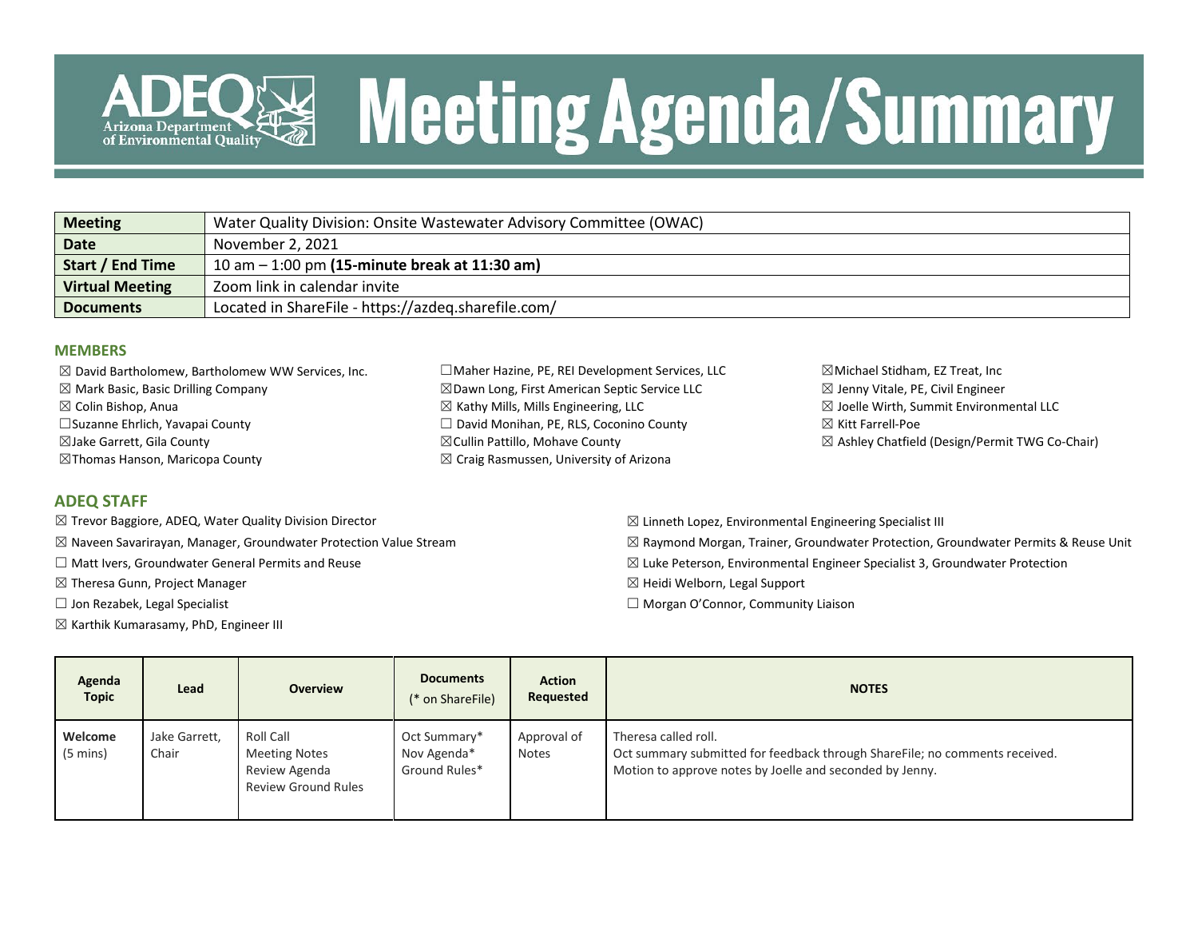# Meeting Agenda/Summary

| Meeting | Water Quality Division: Onsite Wastewater Advisory Committee (OWAC) |
|---|---|
| Date | November 2, 2021 |
| Start / End Time | 10 am – 1:00 pm **(15-minute break at 11:30 am)** |
| Virtual Meeting | Zoom link in calendar invite |
| Documents | Located in ShareFile - https://azdeq.sharefile.com/ |

## MEMBERS

- ☒ David Bartholomew, Bartholomew WW Services, Inc.
- ☒ Mark Basic, Basic Drilling Company
- ☒ Colin Bishop, Anua
- ☐ Suzanne Ehrlich, Yavapai County
- ☒ Jake Garrett, Gila County
- ☒ Thomas Hanson, Maricopa County
- ☐ Maher Hazine, PE, REI Development Services, LLC
- ☒ Dawn Long, First American Septic Service LLC
- ☒ Kathy Mills, Mills Engineering, LLC
- ☐ David Monihan, PE, RLS, Coconino County
- ☒ Cullin Pattillo, Mohave County
- ☒ Craig Rasmussen, University of Arizona
- ☒ Michael Stidham, EZ Treat, Inc
- ☒ Jenny Vitale, PE, Civil Engineer
- ☒ Joelle Wirth, Summit Environmental LLC
- ☒ Kitt Farrell-Poe
- ☒ Ashley Chatfield (Design/Permit TWG Co-Chair)

## ADEQ STAFF

- ☒ Trevor Baggiore, ADEQ, Water Quality Division Director
- ☒ Naveen Savarirayan, Manager, Groundwater Protection Value Stream
- ☐ Matt Ivers, Groundwater General Permits and Reuse
- ☒ Theresa Gunn, Project Manager
- ☐ Jon Rezabek, Legal Specialist
- ☒ Karthik Kumarasamy, PhD, Engineer III
- ☒ Linneth Lopez, Environmental Engineering Specialist III
- ☒ Raymond Morgan, Trainer, Groundwater Protection, Groundwater Permits & Reuse Unit
- ☒ Luke Peterson, Environmental Engineer Specialist 3, Groundwater Protection
- ☒ Heidi Welborn, Legal Support
- ☐ Morgan O'Connor, Community Liaison

| Agenda Topic | Lead | Overview | Documents (* on ShareFile) | Action Requested | NOTES |
|---|---|---|---|---|---|
| **Welcome** (5 mins) | Jake Garrett, Chair | Roll Call<br>Meeting Notes<br>Review Agenda<br>Review Ground Rules | Oct Summary*<br>Nov Agenda*<br>Ground Rules* | Approval of Notes | Theresa called roll.<br>Oct summary submitted for feedback through ShareFile; no comments received.<br>Motion to approve notes by Joelle and seconded by Jenny. |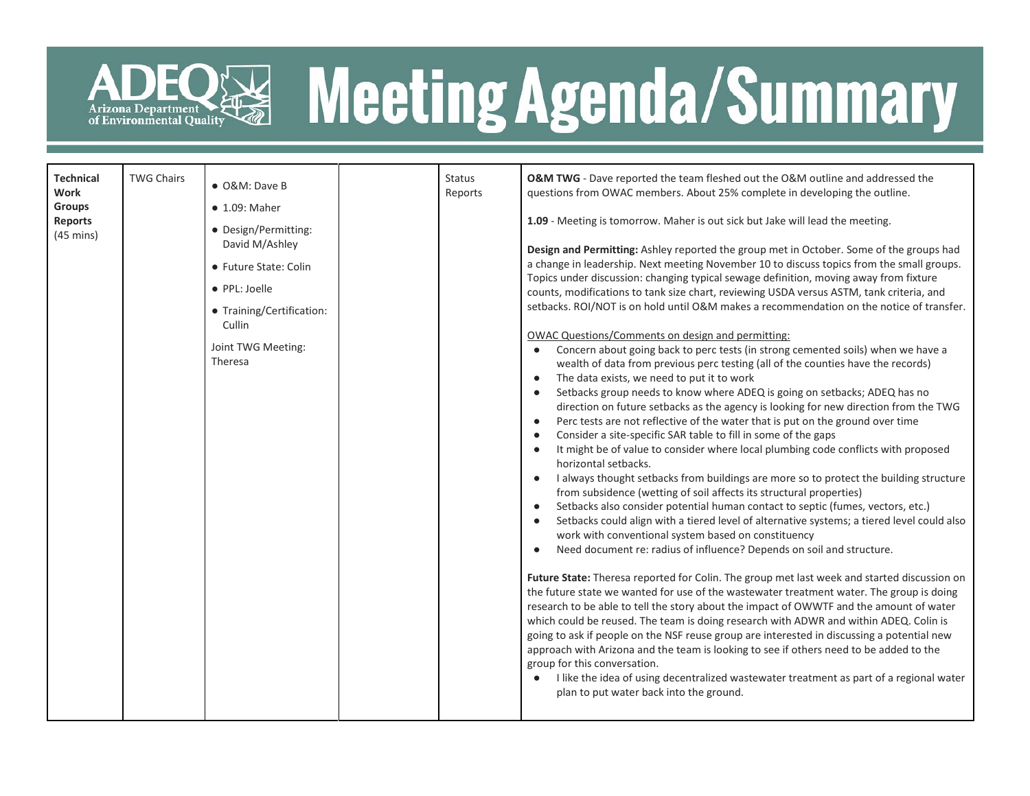# Meeting Agenda/Summary

| | | | | | |
|---|---|---|---|---|---|
| **Technical Work Groups Reports** (45 mins) | TWG Chairs | • O&M: Dave B<br>• 1.09: Maher<br>• Design/Permitting: David M/Ashley<br>• Future State: Colin<br>• PPL: Joelle<br>• Training/Certification: Cullin<br>Joint TWG Meeting: Theresa | | Status Reports | **O&M TWG** - Dave reported the team fleshed out the O&M outline and addressed the questions from OWAC members. About 25% complete in developing the outline.<br><br>**1.09** - Meeting is tomorrow. Maher is out sick but Jake will lead the meeting.<br><br>**Design and Permitting:** Ashley reported the group met in October. Some of the groups had a change in leadership. Next meeting November 10 to discuss topics from the small groups. Topics under discussion: changing typical sewage definition, moving away from fixture counts, modifications to tank size chart, reviewing USDA versus ASTM, tank criteria, and setbacks. ROI/NOT is on hold until O&M makes a recommendation on the notice of transfer.<br><br><u>OWAC Questions/Comments on design and permitting:</u><br>• Concern about going back to perc tests (in strong cemented soils) when we have a wealth of data from previous perc testing (all of the counties have the records)<br>• The data exists, we need to put it to work<br>• Setbacks group needs to know where ADEQ is going on setbacks; ADEQ has no direction on future setbacks as the agency is looking for new direction from the TWG<br>• Perc tests are not reflective of the water that is put on the ground over time<br>• Consider a site-specific SAR table to fill in some of the gaps<br>• It might be of value to consider where local plumbing code conflicts with proposed horizontal setbacks.<br>• I always thought setbacks from buildings are more so to protect the building structure from subsidence (wetting of soil affects its structural properties)<br>• Setbacks also consider potential human contact to septic (fumes, vectors, etc.)<br>• Setbacks could align with a tiered level of alternative systems; a tiered level could also work with conventional system based on constituency<br>• Need document re: radius of influence? Depends on soil and structure.<br><br>**Future State:** Theresa reported for Colin. The group met last week and started discussion on the future state we wanted for use of the wastewater treatment water. The group is doing research to be able to tell the story about the impact of OWWTF and the amount of water which could be reused. The team is doing research with ADWR and within ADEQ. Colin is going to ask if people on the NSF reuse group are interested in discussing a potential new approach with Arizona and the team is looking to see if others need to be added to the group for this conversation.<br>• I like the idea of using decentralized wastewater treatment as part of a regional water plan to put water back into the ground. |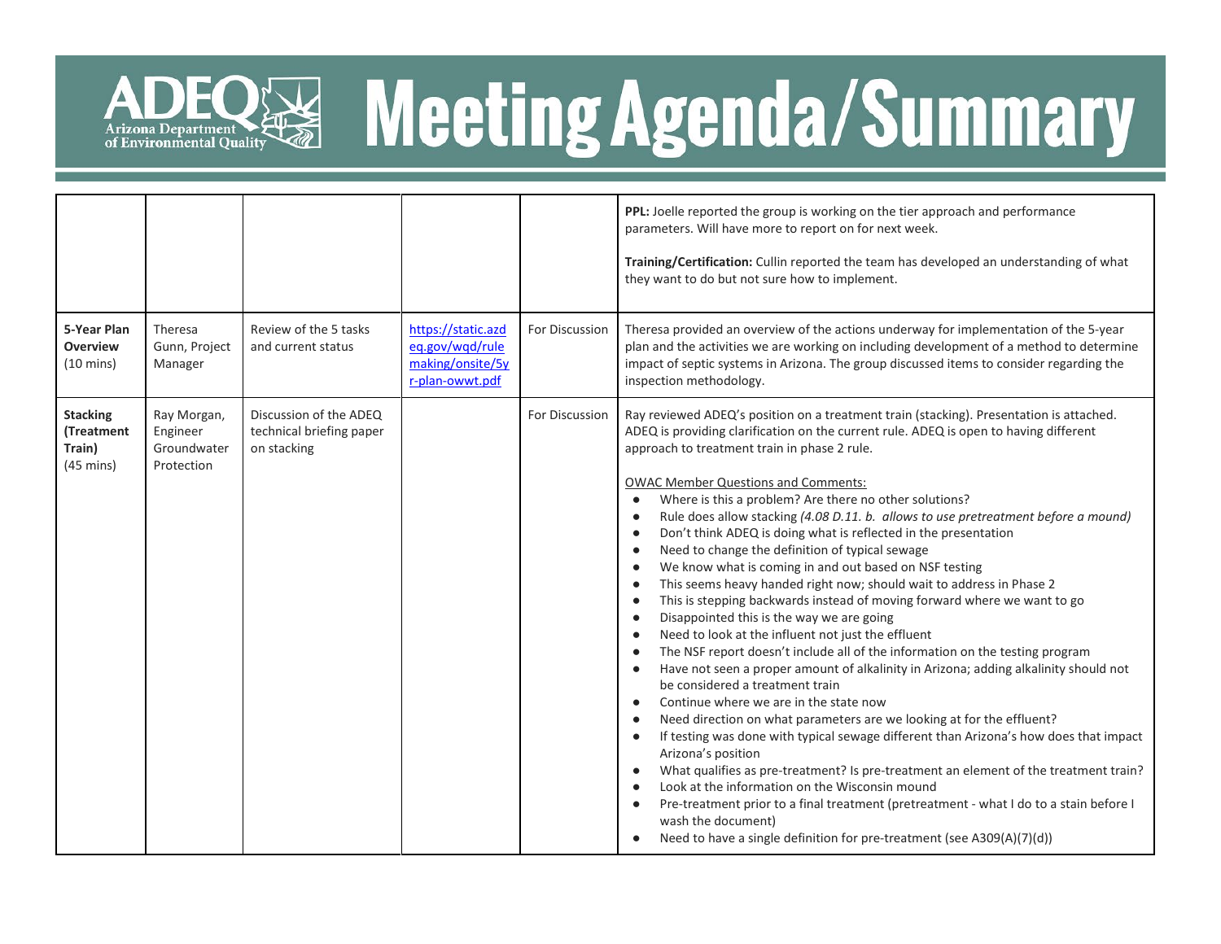| | | | | | |
|---|---|---|---|---|---|
| | | | | | **PPL:** Joelle reported the group is working on the tier approach and performance parameters. Will have more to report on for next week.<br><br>**Training/Certification:** Cullin reported the team has developed an understanding of what they want to do but not sure how to implement. |
| **5-Year Plan Overview** (10 mins) | Theresa Gunn, Project Manager | Review of the 5 tasks and current status | https://static.azdeq.gov/wqd/rulemaking/onsite/5yr-plan-owwt.pdf | For Discussion | Theresa provided an overview of the actions underway for implementation of the 5-year plan and the activities we are working on including development of a method to determine impact of septic systems in Arizona. The group discussed items to consider regarding the inspection methodology. |
| **Stacking (Treatment Train)** (45 mins) | Ray Morgan, Engineer Groundwater Protection | Discussion of the ADEQ technical briefing paper on stacking | | For Discussion | Ray reviewed ADEQ's position on a treatment train (stacking). Presentation is attached. ADEQ is providing clarification on the current rule. ADEQ is open to having different approach to treatment train in phase 2 rule.<br><br>OWAC Member Questions and Comments:<br>• Where is this a problem? Are there no other solutions?<br>• Rule does allow stacking *(4.08 D.11. b. allows to use pretreatment before a mound)*<br>• Don't think ADEQ is doing what is reflected in the presentation<br>• Need to change the definition of typical sewage<br>• We know what is coming in and out based on NSF testing<br>• This seems heavy handed right now; should wait to address in Phase 2<br>• This is stepping backwards instead of moving forward where we want to go<br>• Disappointed this is the way we are going<br>• Need to look at the influent not just the effluent<br>• The NSF report doesn't include all of the information on the testing program<br>• Have not seen a proper amount of alkalinity in Arizona; adding alkalinity should not be considered a treatment train<br>• Continue where we are in the state now<br>• Need direction on what parameters are we looking at for the effluent?<br>• If testing was done with typical sewage different than Arizona's how does that impact Arizona's position<br>• What qualifies as pre-treatment? Is pre-treatment an element of the treatment train?<br>• Look at the information on the Wisconsin mound<br>• Pre-treatment prior to a final treatment (pretreatment - what I do to a stain before I wash the document)<br>• Need to have a single definition for pre-treatment (see A309(A)(7)(d)) |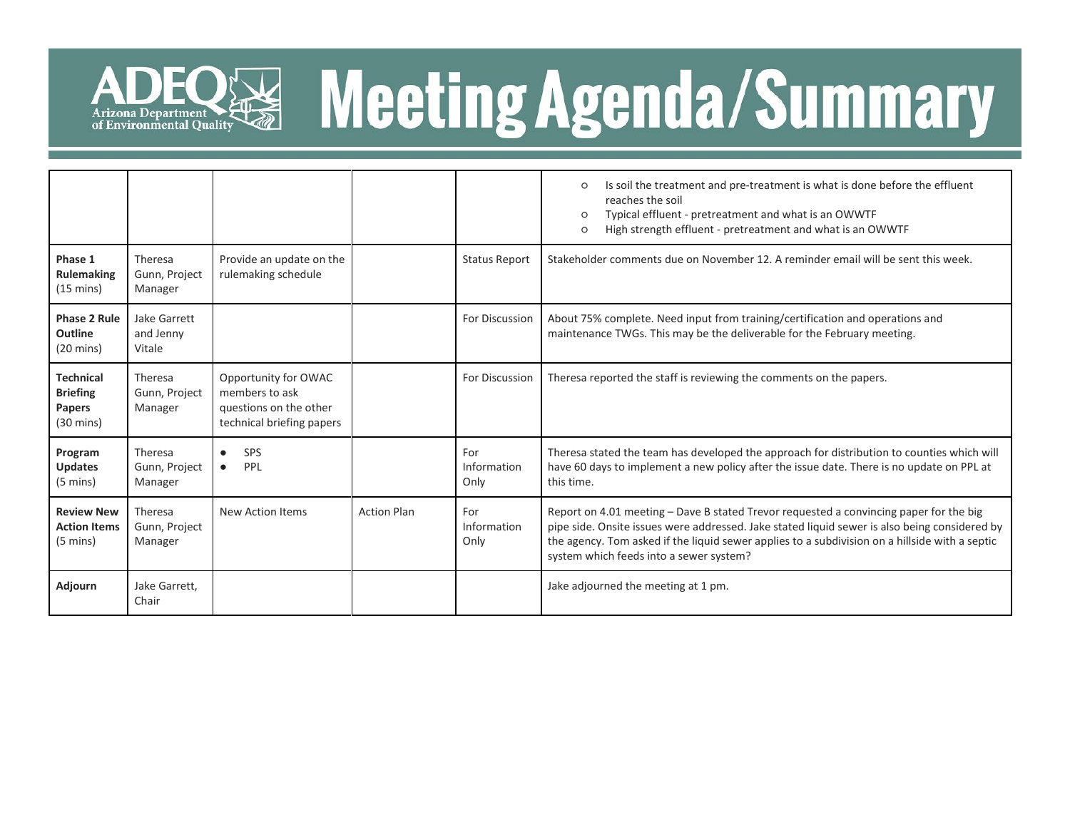# Meeting Agenda/Summary

| | | | | | |
|---|---|---|---|---|---|
| | | | | | ○ Is soil the treatment and pre-treatment is what is done before the effluent reaches the soil<br>○ Typical effluent - pretreatment and what is an OWWTF<br>○ High strength effluent - pretreatment and what is an OWWTF |
| **Phase 1 Rulemaking** (15 mins) | Theresa Gunn, Project Manager | Provide an update on the rulemaking schedule | | Status Report | Stakeholder comments due on November 12. A reminder email will be sent this week. |
| **Phase 2 Rule Outline** (20 mins) | Jake Garrett and Jenny Vitale | | | For Discussion | About 75% complete. Need input from training/certification and operations and maintenance TWGs. This may be the deliverable for the February meeting. |
| **Technical Briefing Papers** (30 mins) | Theresa Gunn, Project Manager | Opportunity for OWAC members to ask questions on the other technical briefing papers | | For Discussion | Theresa reported the staff is reviewing the comments on the papers. |
| **Program Updates** (5 mins) | Theresa Gunn, Project Manager | ● SPS<br>● PPL | | For Information Only | Theresa stated the team has developed the approach for distribution to counties which will have 60 days to implement a new policy after the issue date. There is no update on PPL at this time. |
| **Review New Action Items** (5 mins) | Theresa Gunn, Project Manager | New Action Items | Action Plan | For Information Only | Report on 4.01 meeting – Dave B stated Trevor requested a convincing paper for the big pipe side. Onsite issues were addressed. Jake stated liquid sewer is also being considered by the agency. Tom asked if the liquid sewer applies to a subdivision on a hillside with a septic system which feeds into a sewer system? |
| **Adjourn** | Jake Garrett, Chair | | | | Jake adjourned the meeting at 1 pm. |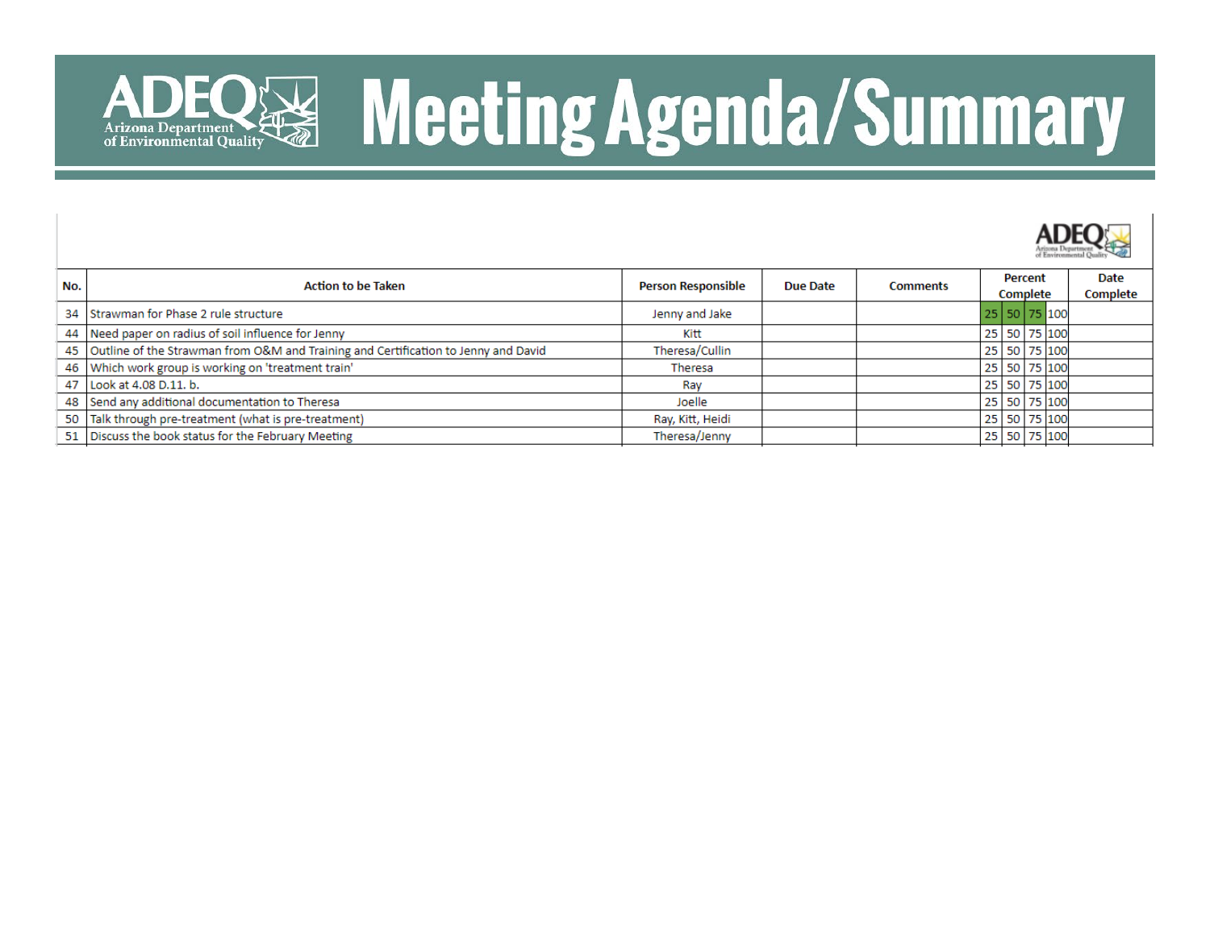# Meeting Agenda/Summary

| No. | Action to be Taken | Person Responsible | Due Date | Comments | Percent Complete | | | | Date Complete |
|---|---|---|---|---|---|---|---|---|---|
| 34 | Strawman for Phase 2 rule structure | Jenny and Jake | | | 25 | 50 | 75 | 100 | |
| 44 | Need paper on radius of soil influence for Jenny | Kitt | | | 25 | 50 | 75 | 100 | |
| 45 | Outline of the Strawman from O&M and Training and Certification to Jenny and David | Theresa/Cullin | | | 25 | 50 | 75 | 100 | |
| 46 | Which work group is working on 'treatment train' | Theresa | | | 25 | 50 | 75 | 100 | |
| 47 | Look at 4.08 D.11. b. | Ray | | | 25 | 50 | 75 | 100 | |
| 48 | Send any additional documentation to Theresa | Joelle | | | 25 | 50 | 75 | 100 | |
| 50 | Talk through pre-treatment (what is pre-treatment) | Ray, Kitt, Heidi | | | 25 | 50 | 75 | 100 | |
| 51 | Discuss the book status for the February Meeting | Theresa/Jenny | | | 25 | 50 | 75 | 100 | |